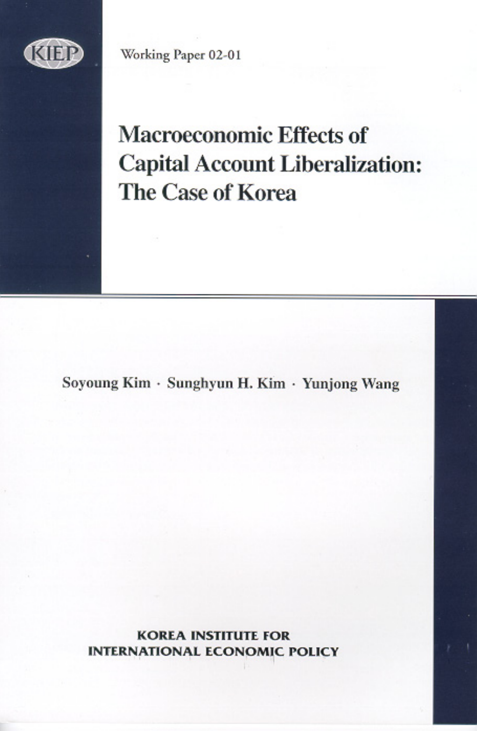KIEP

Working Paper 02-01

# Macroeconomic Effects of Capital Account Liberalization: The Case of Korea

Soyoung Kim · Sunghyun H. Kim · Yunjong Wang

KOREA INSTITUTE FOR INTERNATIONAL ECONOMIC POLICY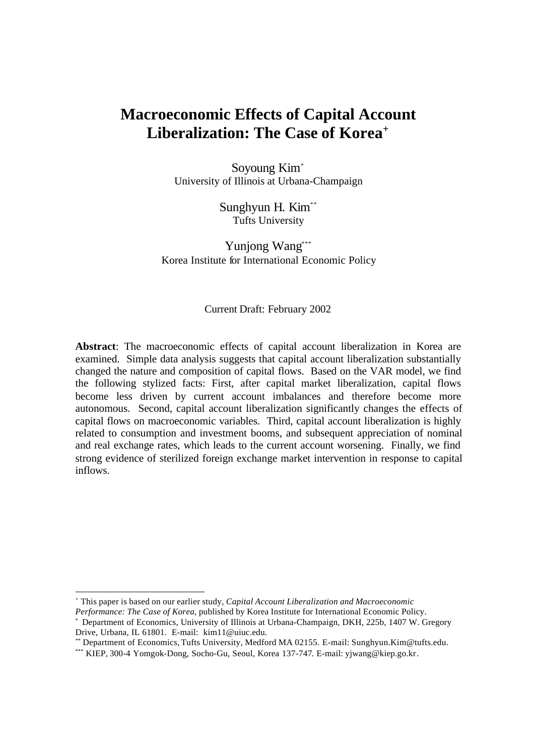# Macroeconomic Effects of Capital Account Liberalization: The Case of Korea[+]

Soyoung Kim[*]
University of Illinois at Urbana-Champaign

Sunghyun H. Kim[**]
Tufts University

Yunjong Wang[***]
Korea Institute for International Economic Policy

Current Draft: February 2002

**Abstract**: The macroeconomic effects of capital account liberalization in Korea are examined. Simple data analysis suggests that capital account liberalization substantially changed the nature and composition of capital flows. Based on the VAR model, we find the following stylized facts: First, after capital market liberalization, capital flows become less driven by current account imbalances and therefore become more autonomous. Second, capital account liberalization significantly changes the effects of capital flows on macroeconomic variables. Third, capital account liberalization is highly related to consumption and investment booms, and subsequent appreciation of nominal and real exchange rates, which leads to the current account worsening. Finally, we find strong evidence of sterilized foreign exchange market intervention in response to capital inflows.

---

[+] This paper is based on our earlier study, *Capital Account Liberalization and Macroeconomic Performance: The Case of Korea*, published by Korea Institute for International Economic Policy.

[*] Department of Economics, University of Illinois at Urbana-Champaign, DKH, 225b, 1407 W. Gregory Drive, Urbana, IL 61801. E-mail: kim11@uiuc.edu.

[**] Department of Economics, Tufts University, Medford MA 02155. E-mail: Sunghyun.Kim@tufts.edu.

[***] KIEP, 300-4 Yomgok-Dong, Socho-Gu, Seoul, Korea 137-747. E-mail: yjwang@kiep.go.kr.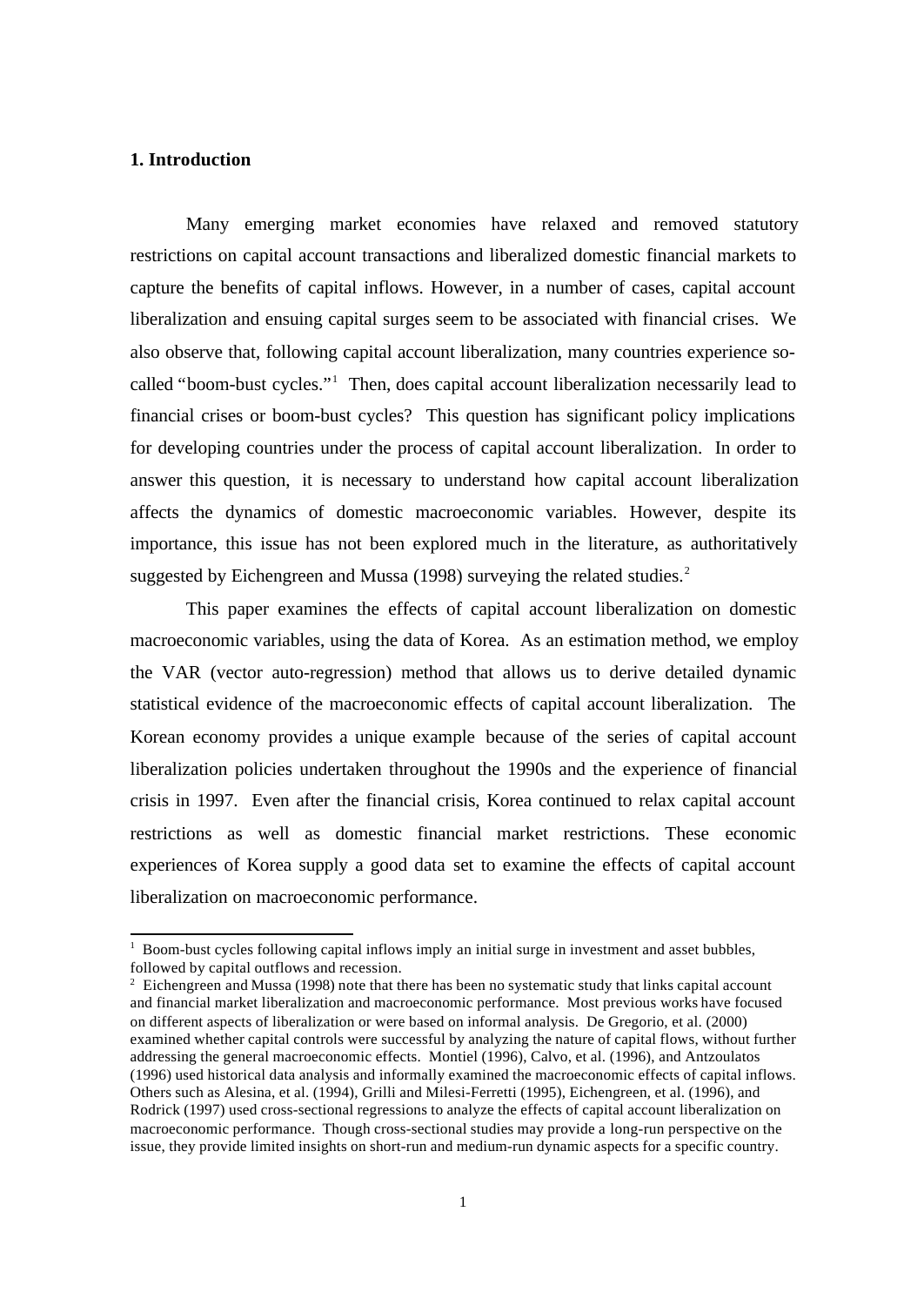## 1. Introduction

Many emerging market economies have relaxed and removed statutory restrictions on capital account transactions and liberalized domestic financial markets to capture the benefits of capital inflows. However, in a number of cases, capital account liberalization and ensuing capital surges seem to be associated with financial crises. We also observe that, following capital account liberalization, many countries experience so-called "boom-bust cycles."[1] Then, does capital account liberalization necessarily lead to financial crises or boom-bust cycles? This question has significant policy implications for developing countries under the process of capital account liberalization. In order to answer this question, it is necessary to understand how capital account liberalization affects the dynamics of domestic macroeconomic variables. However, despite its importance, this issue has not been explored much in the literature, as authoritatively suggested by Eichengreen and Mussa (1998) surveying the related studies.[2]

This paper examines the effects of capital account liberalization on domestic macroeconomic variables, using the data of Korea. As an estimation method, we employ the VAR (vector auto-regression) method that allows us to derive detailed dynamic statistical evidence of the macroeconomic effects of capital account liberalization. The Korean economy provides a unique example because of the series of capital account liberalization policies undertaken throughout the 1990s and the experience of financial crisis in 1997. Even after the financial crisis, Korea continued to relax capital account restrictions as well as domestic financial market restrictions. These economic experiences of Korea supply a good data set to examine the effects of capital account liberalization on macroeconomic performance.

---

[1] Boom-bust cycles following capital inflows imply an initial surge in investment and asset bubbles, followed by capital outflows and recession.

[2] Eichengreen and Mussa (1998) note that there has been no systematic study that links capital account and financial market liberalization and macroeconomic performance. Most previous works have focused on different aspects of liberalization or were based on informal analysis. De Gregorio, et al. (2000) examined whether capital controls were successful by analyzing the nature of capital flows, without further addressing the general macroeconomic effects. Montiel (1996), Calvo, et al. (1996), and Antzoulatos (1996) used historical data analysis and informally examined the macroeconomic effects of capital inflows. Others such as Alesina, et al. (1994), Grilli and Milesi-Ferretti (1995), Eichengreen, et al. (1996), and Rodrick (1997) used cross-sectional regressions to analyze the effects of capital account liberalization on macroeconomic performance. Though cross-sectional studies may provide a long-run perspective on the issue, they provide limited insights on short-run and medium-run dynamic aspects for a specific country.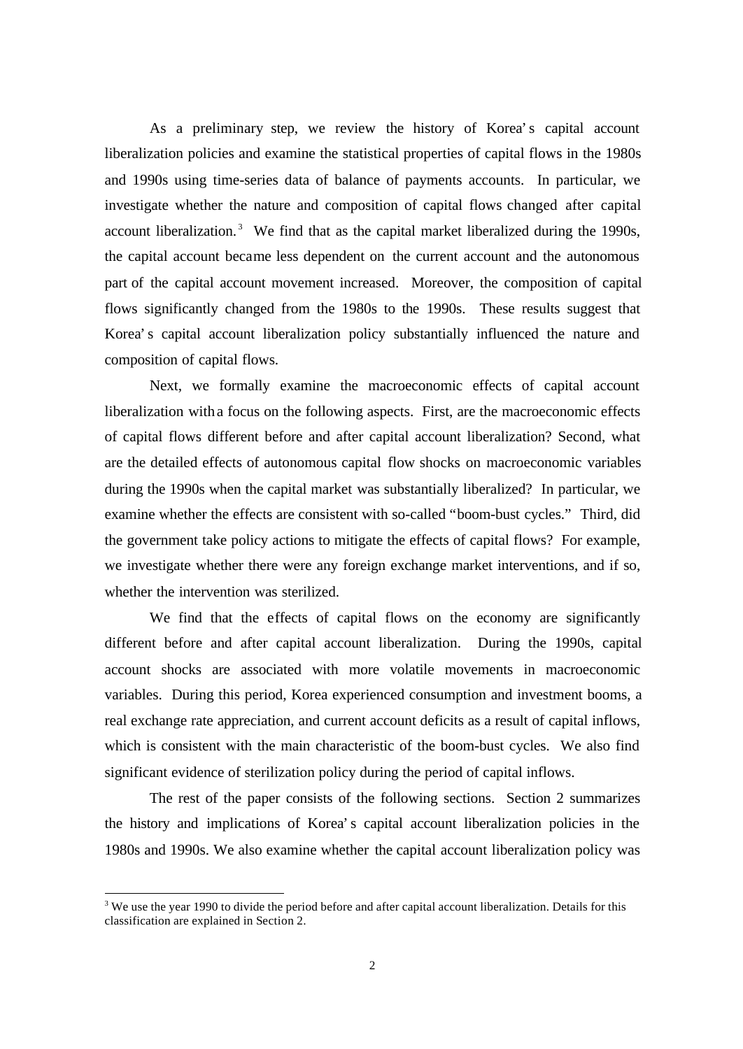As a preliminary step, we review the history of Korea's capital account liberalization policies and examine the statistical properties of capital flows in the 1980s and 1990s using time-series data of balance of payments accounts. In particular, we investigate whether the nature and composition of capital flows changed after capital account liberalization.[3] We find that as the capital market liberalized during the 1990s, the capital account became less dependent on the current account and the autonomous part of the capital account movement increased. Moreover, the composition of capital flows significantly changed from the 1980s to the 1990s. These results suggest that Korea's capital account liberalization policy substantially influenced the nature and composition of capital flows.

Next, we formally examine the macroeconomic effects of capital account liberalization with a focus on the following aspects. First, are the macroeconomic effects of capital flows different before and after capital account liberalization? Second, what are the detailed effects of autonomous capital flow shocks on macroeconomic variables during the 1990s when the capital market was substantially liberalized? In particular, we examine whether the effects are consistent with so-called "boom-bust cycles." Third, did the government take policy actions to mitigate the effects of capital flows? For example, we investigate whether there were any foreign exchange market interventions, and if so, whether the intervention was sterilized.

We find that the effects of capital flows on the economy are significantly different before and after capital account liberalization. During the 1990s, capital account shocks are associated with more volatile movements in macroeconomic variables. During this period, Korea experienced consumption and investment booms, a real exchange rate appreciation, and current account deficits as a result of capital inflows, which is consistent with the main characteristic of the boom-bust cycles. We also find significant evidence of sterilization policy during the period of capital inflows.

The rest of the paper consists of the following sections. Section 2 summarizes the history and implications of Korea's capital account liberalization policies in the 1980s and 1990s. We also examine whether the capital account liberalization policy was

[3] We use the year 1990 to divide the period before and after capital account liberalization. Details for this classification are explained in Section 2.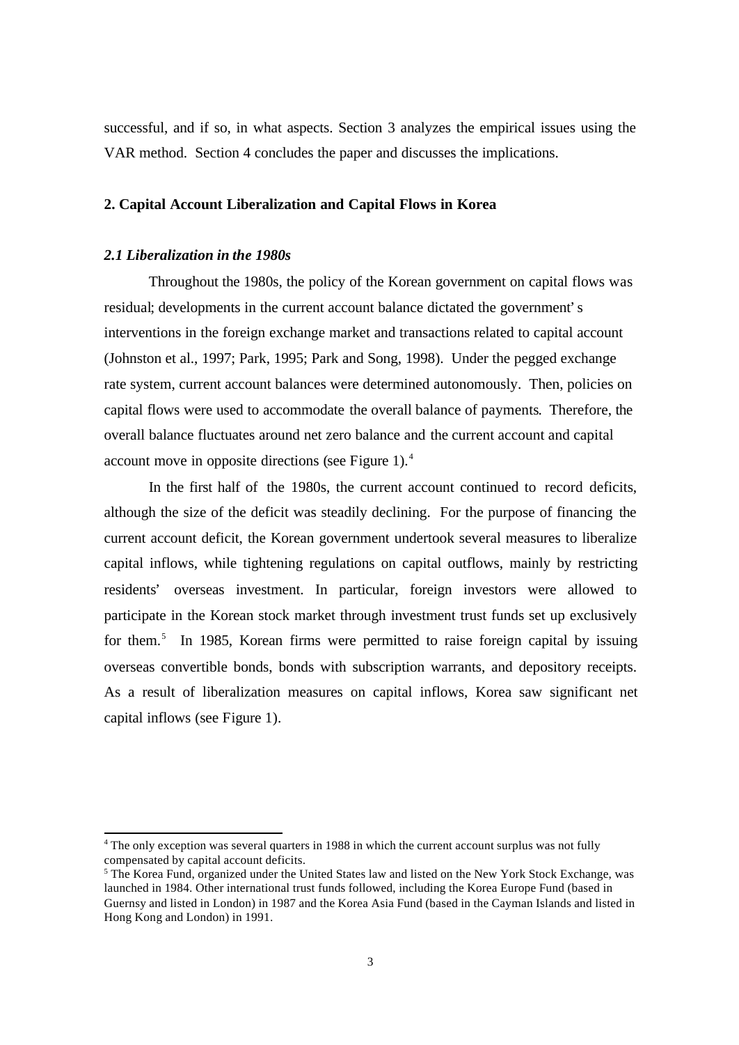successful, and if so, in what aspects. Section 3 analyzes the empirical issues using the VAR method. Section 4 concludes the paper and discusses the implications.

## 2. Capital Account Liberalization and Capital Flows in Korea

### *2.1 Liberalization in the 1980s*

Throughout the 1980s, the policy of the Korean government on capital flows was residual; developments in the current account balance dictated the government's interventions in the foreign exchange market and transactions related to capital account (Johnston et al., 1997; Park, 1995; Park and Song, 1998). Under the pegged exchange rate system, current account balances were determined autonomously. Then, policies on capital flows were used to accommodate the overall balance of payments. Therefore, the overall balance fluctuates around net zero balance and the current account and capital account move in opposite directions (see Figure 1).[4]

In the first half of the 1980s, the current account continued to record deficits, although the size of the deficit was steadily declining. For the purpose of financing the current account deficit, the Korean government undertook several measures to liberalize capital inflows, while tightening regulations on capital outflows, mainly by restricting residents' overseas investment. In particular, foreign investors were allowed to participate in the Korean stock market through investment trust funds set up exclusively for them.[5] In 1985, Korean firms were permitted to raise foreign capital by issuing overseas convertible bonds, bonds with subscription warrants, and depository receipts. As a result of liberalization measures on capital inflows, Korea saw significant net capital inflows (see Figure 1).

---

[4] The only exception was several quarters in 1988 in which the current account surplus was not fully compensated by capital account deficits.

[5] The Korea Fund, organized under the United States law and listed on the New York Stock Exchange, was launched in 1984. Other international trust funds followed, including the Korea Europe Fund (based in Guernsy and listed in London) in 1987 and the Korea Asia Fund (based in the Cayman Islands and listed in Hong Kong and London) in 1991.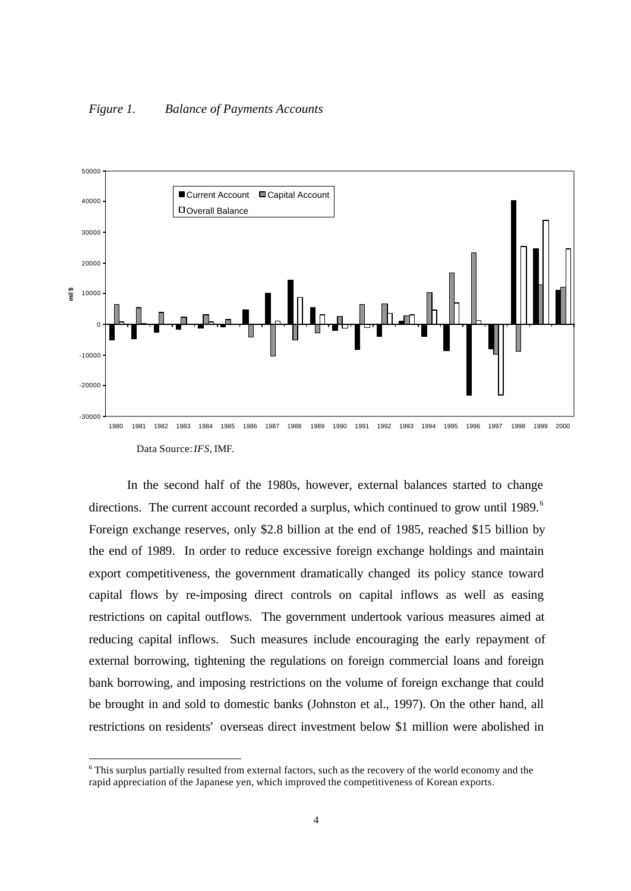*Figure 1. Balance of Payments Accounts*

Data Source: *IFS*, IMF.

In the second half of the 1980s, however, external balances started to change directions. The current account recorded a surplus, which continued to grow until 1989.[6] Foreign exchange reserves, only \$2.8 billion at the end of 1985, reached \$15 billion by the end of 1989. In order to reduce excessive foreign exchange holdings and maintain export competitiveness, the government dramatically changed its policy stance toward capital flows by re-imposing direct controls on capital inflows as well as easing restrictions on capital outflows. The government undertook various measures aimed at reducing capital inflows. Such measures include encouraging the early repayment of external borrowing, tightening the regulations on foreign commercial loans and foreign bank borrowing, and imposing restrictions on the volume of foreign exchange that could be brought in and sold to domestic banks (Johnston et al., 1997). On the other hand, all restrictions on residents' overseas direct investment below \$1 million were abolished in

[6] This surplus partially resulted from external factors, such as the recovery of the world economy and the rapid appreciation of the Japanese yen, which improved the competitiveness of Korean exports.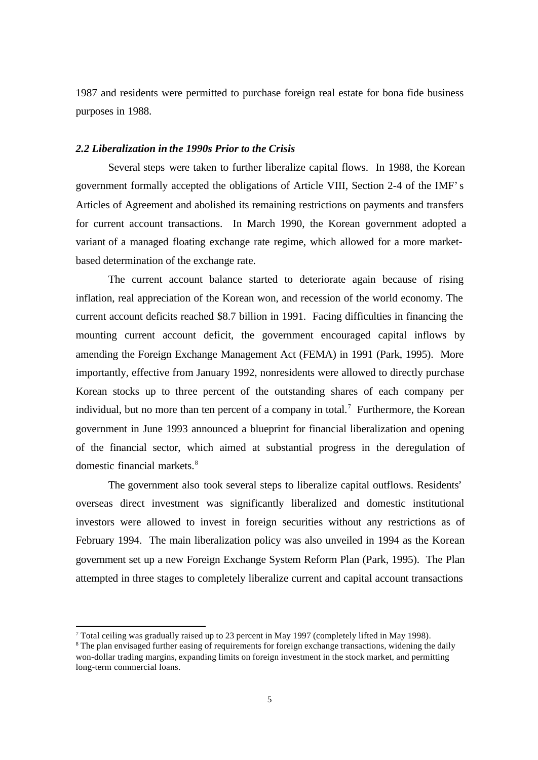1987 and residents were permitted to purchase foreign real estate for bona fide business purposes in 1988.

### *2.2 Liberalization in the 1990s Prior to the Crisis*

Several steps were taken to further liberalize capital flows. In 1988, the Korean government formally accepted the obligations of Article VIII, Section 2-4 of the IMF's Articles of Agreement and abolished its remaining restrictions on payments and transfers for current account transactions. In March 1990, the Korean government adopted a variant of a managed floating exchange rate regime, which allowed for a more market-based determination of the exchange rate.

The current account balance started to deteriorate again because of rising inflation, real appreciation of the Korean won, and recession of the world economy. The current account deficits reached \$8.7 billion in 1991. Facing difficulties in financing the mounting current account deficit, the government encouraged capital inflows by amending the Foreign Exchange Management Act (FEMA) in 1991 (Park, 1995). More importantly, effective from January 1992, nonresidents were allowed to directly purchase Korean stocks up to three percent of the outstanding shares of each company per individual, but no more than ten percent of a company in total.[7] Furthermore, the Korean government in June 1993 announced a blueprint for financial liberalization and opening of the financial sector, which aimed at substantial progress in the deregulation of domestic financial markets.[8]

The government also took several steps to liberalize capital outflows. Residents' overseas direct investment was significantly liberalized and domestic institutional investors were allowed to invest in foreign securities without any restrictions as of February 1994. The main liberalization policy was also unveiled in 1994 as the Korean government set up a new Foreign Exchange System Reform Plan (Park, 1995). The Plan attempted in three stages to completely liberalize current and capital account transactions

---

[7] Total ceiling was gradually raised up to 23 percent in May 1997 (completely lifted in May 1998).

[8] The plan envisaged further easing of requirements for foreign exchange transactions, widening the daily won-dollar trading margins, expanding limits on foreign investment in the stock market, and permitting long-term commercial loans.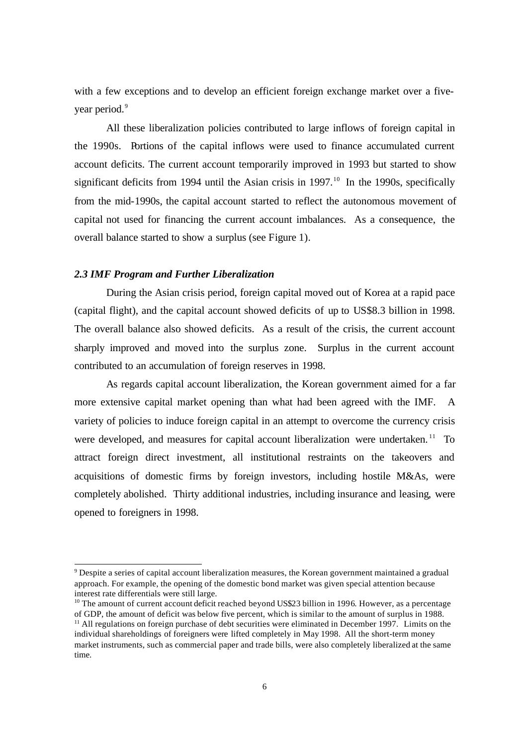with a few exceptions and to develop an efficient foreign exchange market over a five-year period.[9]

All these liberalization policies contributed to large inflows of foreign capital in the 1990s. Portions of the capital inflows were used to finance accumulated current account deficits. The current account temporarily improved in 1993 but started to show significant deficits from 1994 until the Asian crisis in 1997.[10] In the 1990s, specifically from the mid-1990s, the capital account started to reflect the autonomous movement of capital not used for financing the current account imbalances. As a consequence, the overall balance started to show a surplus (see Figure 1).

### *2.3 IMF Program and Further Liberalization*

During the Asian crisis period, foreign capital moved out of Korea at a rapid pace (capital flight), and the capital account showed deficits of up to US$8.3 billion in 1998. The overall balance also showed deficits. As a result of the crisis, the current account sharply improved and moved into the surplus zone. Surplus in the current account contributed to an accumulation of foreign reserves in 1998.

As regards capital account liberalization, the Korean government aimed for a far more extensive capital market opening than what had been agreed with the IMF. A variety of policies to induce foreign capital in an attempt to overcome the currency crisis were developed, and measures for capital account liberalization were undertaken.[11] To attract foreign direct investment, all institutional restraints on the takeovers and acquisitions of domestic firms by foreign investors, including hostile M&As, were completely abolished. Thirty additional industries, including insurance and leasing, were opened to foreigners in 1998.

---

[9] Despite a series of capital account liberalization measures, the Korean government maintained a gradual approach. For example, the opening of the domestic bond market was given special attention because interest rate differentials were still large.

[10] The amount of current account deficit reached beyond US$23 billion in 1996. However, as a percentage of GDP, the amount of deficit was below five percent, which is similar to the amount of surplus in 1988.

[11] All regulations on foreign purchase of debt securities were eliminated in December 1997. Limits on the individual shareholdings of foreigners were lifted completely in May 1998. All the short-term money market instruments, such as commercial paper and trade bills, were also completely liberalized at the same time.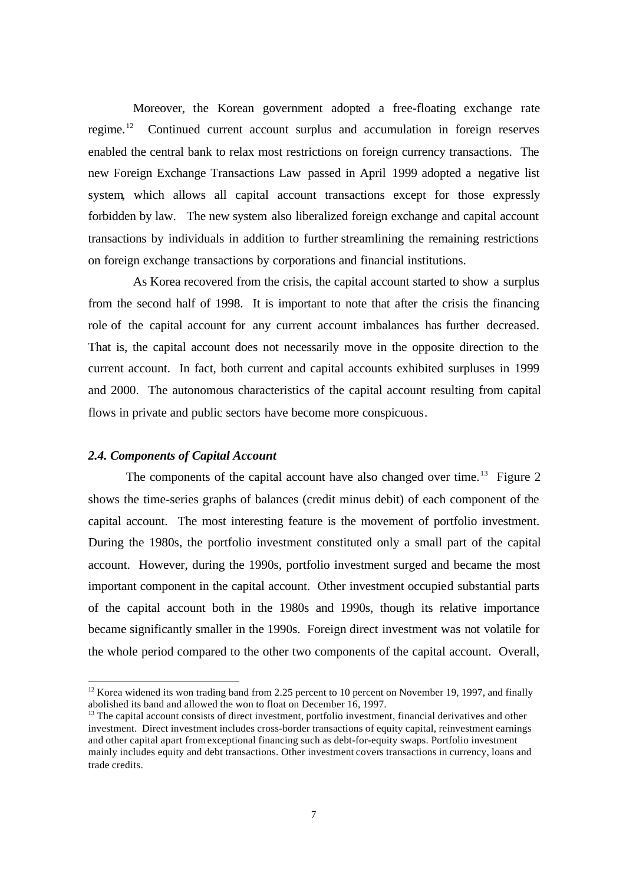Moreover, the Korean government adopted a free-floating exchange rate regime.[12] Continued current account surplus and accumulation in foreign reserves enabled the central bank to relax most restrictions on foreign currency transactions. The new Foreign Exchange Transactions Law passed in April 1999 adopted a negative list system, which allows all capital account transactions except for those expressly forbidden by law. The new system also liberalized foreign exchange and capital account transactions by individuals in addition to further streamlining the remaining restrictions on foreign exchange transactions by corporations and financial institutions.

As Korea recovered from the crisis, the capital account started to show a surplus from the second half of 1998. It is important to note that after the crisis the financing role of the capital account for any current account imbalances has further decreased. That is, the capital account does not necessarily move in the opposite direction to the current account. In fact, both current and capital accounts exhibited surpluses in 1999 and 2000. The autonomous characteristics of the capital account resulting from capital flows in private and public sectors have become more conspicuous.

### *2.4. Components of Capital Account*

The components of the capital account have also changed over time.[13] Figure 2 shows the time-series graphs of balances (credit minus debit) of each component of the capital account. The most interesting feature is the movement of portfolio investment. During the 1980s, the portfolio investment constituted only a small part of the capital account. However, during the 1990s, portfolio investment surged and became the most important component in the capital account. Other investment occupied substantial parts of the capital account both in the 1980s and 1990s, though its relative importance became significantly smaller in the 1990s. Foreign direct investment was not volatile for the whole period compared to the other two components of the capital account. Overall,

---

[12] Korea widened its won trading band from 2.25 percent to 10 percent on November 19, 1997, and finally abolished its band and allowed the won to float on December 16, 1997.

[13] The capital account consists of direct investment, portfolio investment, financial derivatives and other investment. Direct investment includes cross-border transactions of equity capital, reinvestment earnings and other capital apart from exceptional financing such as debt-for-equity swaps. Portfolio investment mainly includes equity and debt transactions. Other investment covers transactions in currency, loans and trade credits.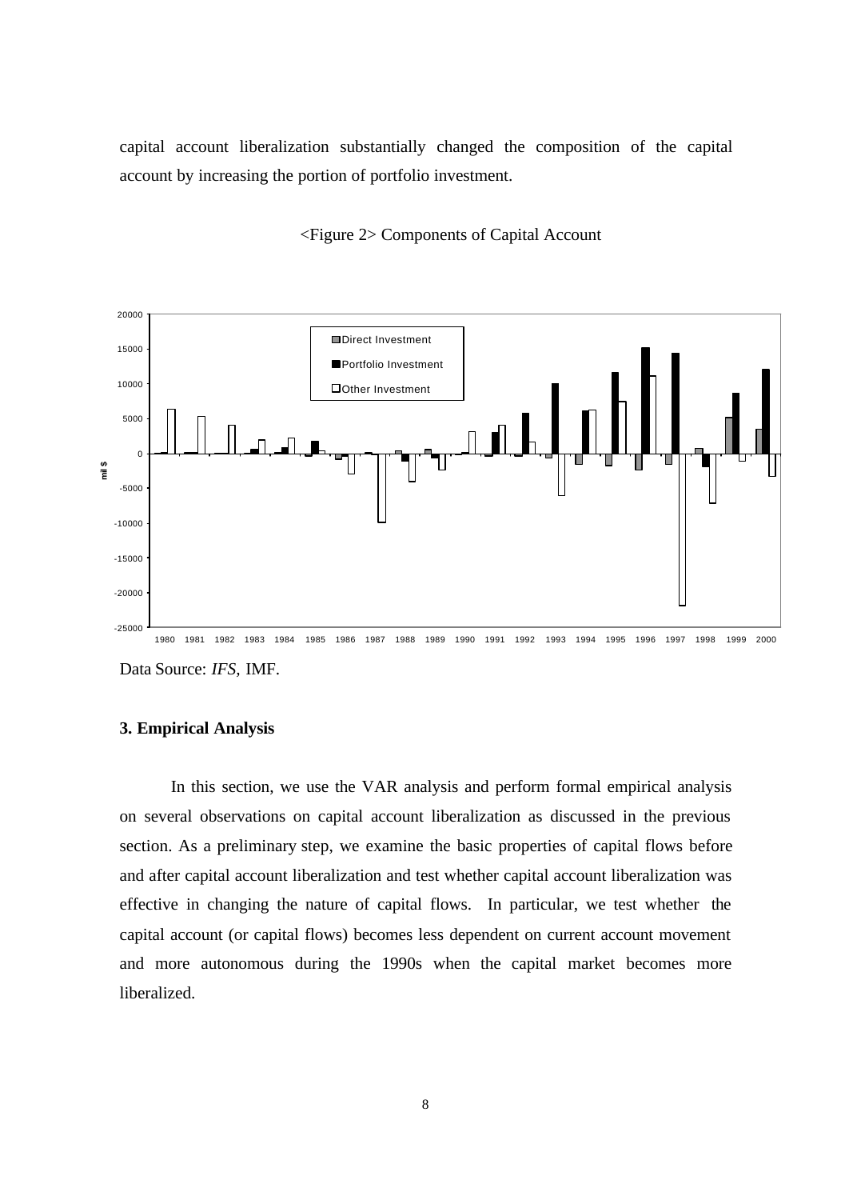capital account liberalization substantially changed the composition of the capital account by increasing the portion of portfolio investment.

<Figure 2> Components of Capital Account

Data Source: *IFS,* IMF.

### 3. Empirical Analysis

In this section, we use the VAR analysis and perform formal empirical analysis on several observations on capital account liberalization as discussed in the previous section. As a preliminary step, we examine the basic properties of capital flows before and after capital account liberalization and test whether capital account liberalization was effective in changing the nature of capital flows. In particular, we test whether the capital account (or capital flows) becomes less dependent on current account movement and more autonomous during the 1990s when the capital market becomes more liberalized.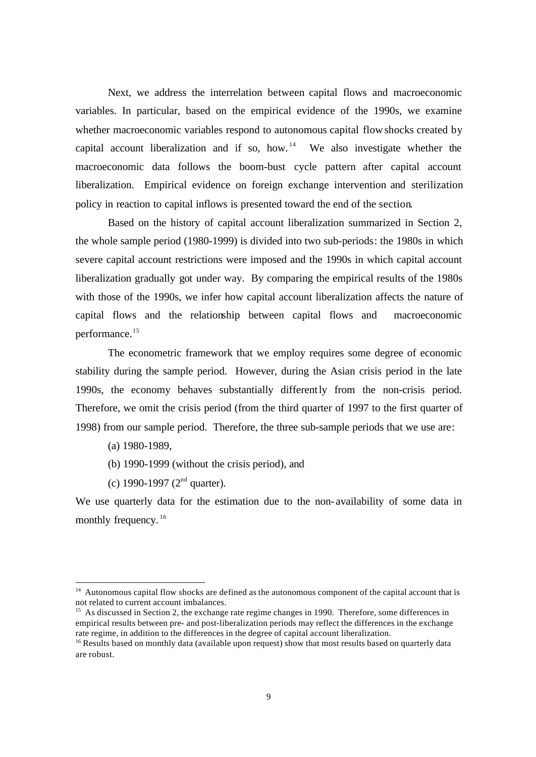Next, we address the interrelation between capital flows and macroeconomic variables. In particular, based on the empirical evidence of the 1990s, we examine whether macroeconomic variables respond to autonomous capital flow shocks created by capital account liberalization and if so, how.[14] We also investigate whether the macroeconomic data follows the boom-bust cycle pattern after capital account liberalization. Empirical evidence on foreign exchange intervention and sterilization policy in reaction to capital inflows is presented toward the end of the section.

Based on the history of capital account liberalization summarized in Section 2, the whole sample period (1980-1999) is divided into two sub-periods: the 1980s in which severe capital account restrictions were imposed and the 1990s in which capital account liberalization gradually got under way. By comparing the empirical results of the 1980s with those of the 1990s, we infer how capital account liberalization affects the nature of capital flows and the relationship between capital flows and macroeconomic performance.[15]

The econometric framework that we employ requires some degree of economic stability during the sample period. However, during the Asian crisis period in the late 1990s, the economy behaves substantially differently from the non-crisis period. Therefore, we omit the crisis period (from the third quarter of 1997 to the first quarter of 1998) from our sample period. Therefore, the three sub-sample periods that we use are:

(a) 1980-1989,

(b) 1990-1999 (without the crisis period), and

(c) 1990-1997 (2nd quarter).

We use quarterly data for the estimation due to the non-availability of some data in monthly frequency.[16]

---

[14] Autonomous capital flow shocks are defined as the autonomous component of the capital account that is not related to current account imbalances.

[15] As discussed in Section 2, the exchange rate regime changes in 1990. Therefore, some differences in empirical results between pre- and post-liberalization periods may reflect the differences in the exchange rate regime, in addition to the differences in the degree of capital account liberalization.

[16] Results based on monthly data (available upon request) show that most results based on quarterly data are robust.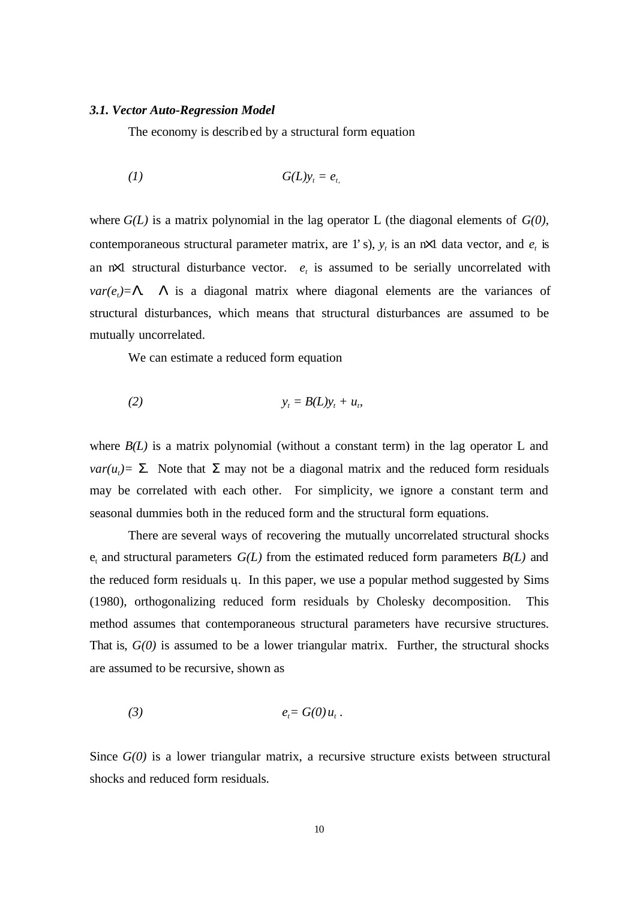### *3.1. Vector Auto-Regression Model*

The economy is described by a structural form equation

$$\text{(1)} \qquad G(L)y_t = e_t,$$

where $G(L)$ is a matrix polynomial in the lag operator L (the diagonal elements of $G(0)$, contemporaneous structural parameter matrix, are 1's), $y_t$ is an n×1 data vector, and $e_t$ is an n×1 structural disturbance vector. $e_t$ is assumed to be serially uncorrelated with $var(e_t)=\Lambda$. $\Lambda$ is a diagonal matrix where diagonal elements are the variances of structural disturbances, which means that structural disturbances are assumed to be mutually uncorrelated.

We can estimate a reduced form equation

$$\text{(2)} \qquad y_t = B(L)y_t + u_t,$$

where $B(L)$ is a matrix polynomial (without a constant term) in the lag operator L and $var(u_t)= \Sigma$. Note that $\Sigma$ may not be a diagonal matrix and the reduced form residuals may be correlated with each other. For simplicity, we ignore a constant term and seasonal dummies both in the reduced form and the structural form equations.

There are several ways of recovering the mutually uncorrelated structural shocks $e_t$ and structural parameters $G(L)$ from the estimated reduced form parameters $B(L)$ and the reduced form residuals $u_t$. In this paper, we use a popular method suggested by Sims (1980), orthogonalizing reduced form residuals by Cholesky decomposition. This method assumes that contemporaneous structural parameters have recursive structures. That is, $G(0)$ is assumed to be a lower triangular matrix. Further, the structural shocks are assumed to be recursive, shown as

$$\text{(3)} \qquad e_t= G(0)\,u_t\,.$$

Since $G(0)$ is a lower triangular matrix, a recursive structure exists between structural shocks and reduced form residuals.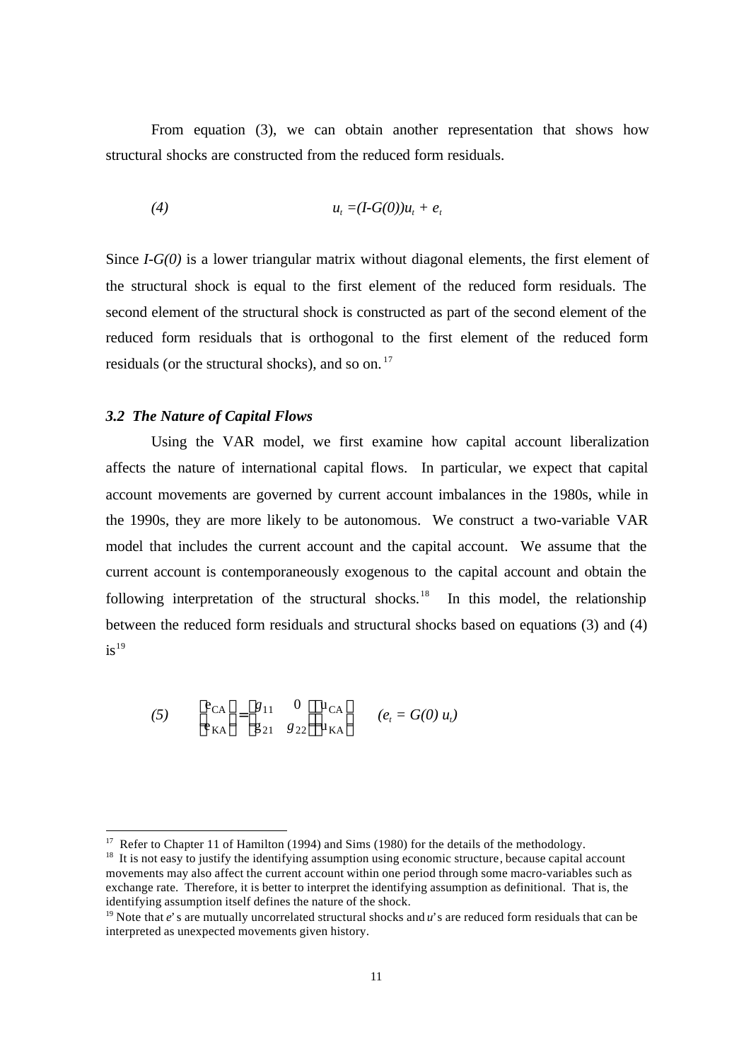From equation (3), we can obtain another representation that shows how structural shocks are constructed from the reduced form residuals.

$$(4) \qquad u_t = (I-G(0))u_t + e_t$$

Since $I$-$G(0)$ is a lower triangular matrix without diagonal elements, the first element of the structural shock is equal to the first element of the reduced form residuals. The second element of the structural shock is constructed as part of the second element of the reduced form residuals that is orthogonal to the first element of the reduced form residuals (or the structural shocks), and so on.[17]

### *3.2 The Nature of Capital Flows*

Using the VAR model, we first examine how capital account liberalization affects the nature of international capital flows. In particular, we expect that capital account movements are governed by current account imbalances in the 1980s, while in the 1990s, they are more likely to be autonomous. We construct a two-variable VAR model that includes the current account and the capital account. We assume that the current account is contemporaneously exogenous to the capital account and obtain the following interpretation of the structural shocks.[18] In this model, the relationship between the reduced form residuals and structural shocks based on equations (3) and (4) is[19]

$$(5) \qquad \begin{pmatrix} e_{CA} \\ e_{KA} \end{pmatrix} = \begin{pmatrix} g_{11} & 0 \\ g_{21} & g_{22} \end{pmatrix} \begin{pmatrix} u_{CA} \\ u_{KA} \end{pmatrix} \qquad (e_t = G(0)\, u_t)$$

---

[17] Refer to Chapter 11 of Hamilton (1994) and Sims (1980) for the details of the methodology.

[18] It is not easy to justify the identifying assumption using economic structure, because capital account movements may also affect the current account within one period through some macro-variables such as exchange rate. Therefore, it is better to interpret the identifying assumption as definitional. That is, the identifying assumption itself defines the nature of the shock.

[19] Note that $e$'s are mutually uncorrelated structural shocks and $u$'s are reduced form residuals that can be interpreted as unexpected movements given history.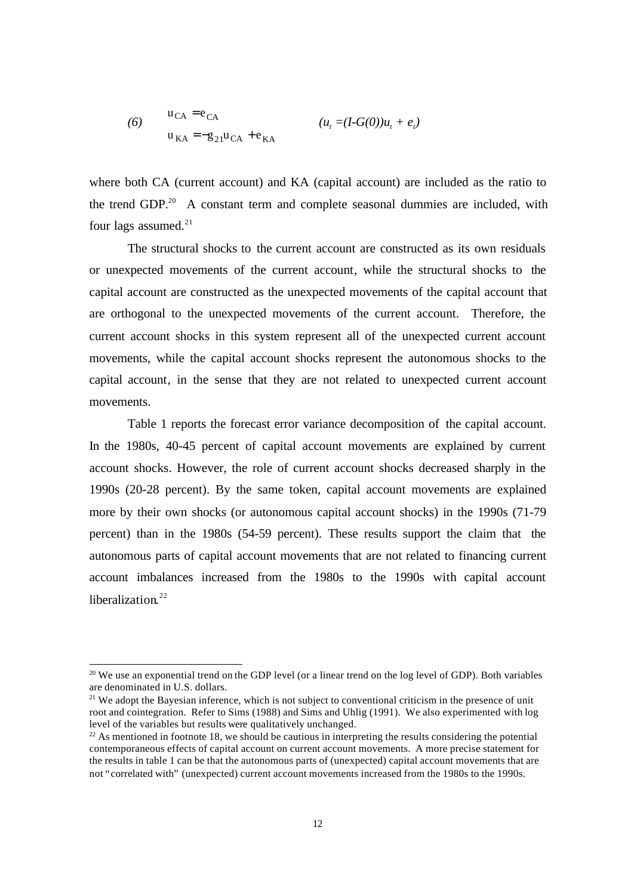$$(6) \qquad \begin{aligned} u_{CA} &= e_{CA} \\ u_{KA} &= -g_{21}u_{CA} + e_{KA} \end{aligned} \qquad\qquad (u_t = (I-G(0))u_t + e_t)$$

where both CA (current account) and KA (capital account) are included as the ratio to the trend GDP.[20] A constant term and complete seasonal dummies are included, with four lags assumed.[21]

The structural shocks to the current account are constructed as its own residuals or unexpected movements of the current account, while the structural shocks to the capital account are constructed as the unexpected movements of the capital account that are orthogonal to the unexpected movements of the current account. Therefore, the current account shocks in this system represent all of the unexpected current account movements, while the capital account shocks represent the autonomous shocks to the capital account, in the sense that they are not related to unexpected current account movements.

Table 1 reports the forecast error variance decomposition of the capital account. In the 1980s, 40-45 percent of capital account movements are explained by current account shocks. However, the role of current account shocks decreased sharply in the 1990s (20-28 percent). By the same token, capital account movements are explained more by their own shocks (or autonomous capital account shocks) in the 1990s (71-79 percent) than in the 1980s (54-59 percent). These results support the claim that the autonomous parts of capital account movements that are not related to financing current account imbalances increased from the 1980s to the 1990s with capital account liberalization.[22]

---

[20] We use an exponential trend on the GDP level (or a linear trend on the log level of GDP). Both variables are denominated in U.S. dollars.

[21] We adopt the Bayesian inference, which is not subject to conventional criticism in the presence of unit root and cointegration. Refer to Sims (1988) and Sims and Uhlig (1991). We also experimented with log level of the variables but results were qualitatively unchanged.

[22] As mentioned in footnote 18, we should be cautious in interpreting the results considering the potential contemporaneous effects of capital account on current account movements. A more precise statement for the results in table 1 can be that the autonomous parts of (unexpected) capital account movements that are not "correlated with" (unexpected) current account movements increased from the 1980s to the 1990s.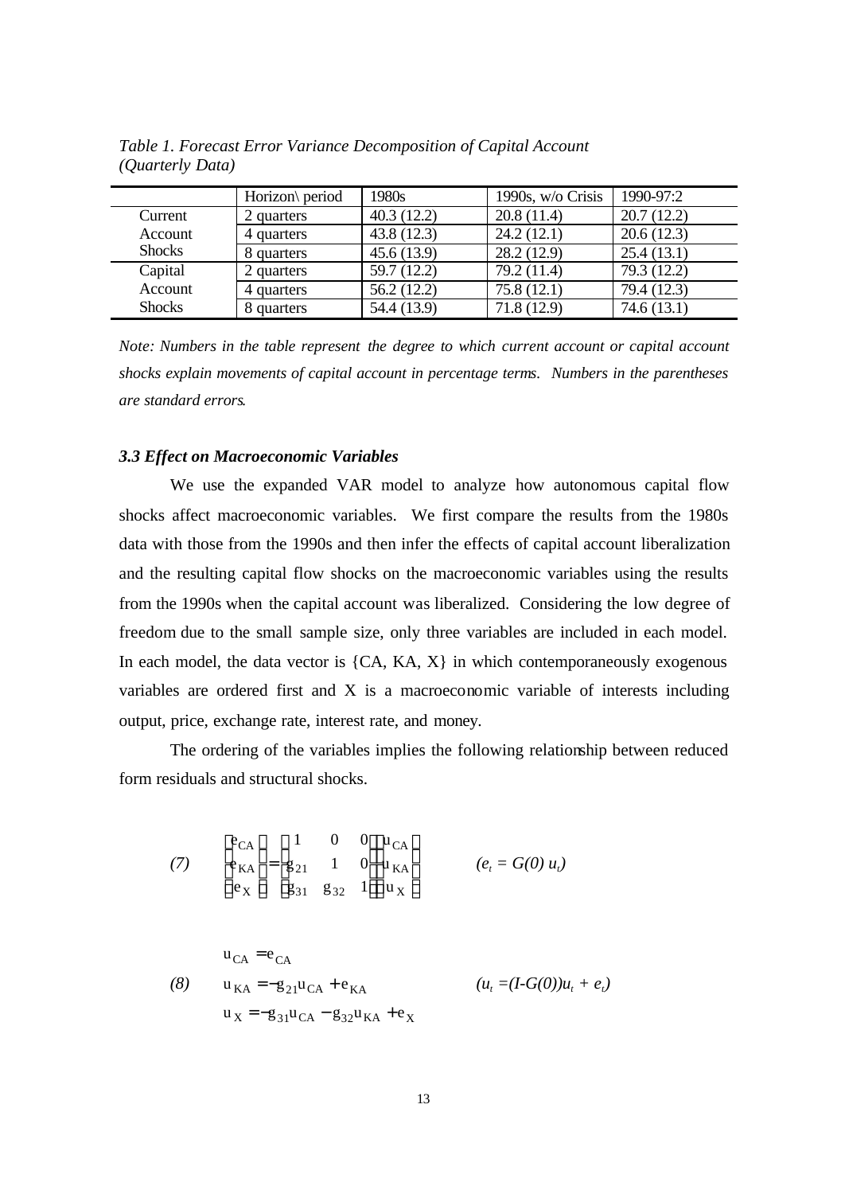*Table 1. Forecast Error Variance Decomposition of Capital Account (Quarterly Data)*

| | Horizon\ period | 1980s | 1990s, w/o Crisis | 1990-97:2 |
|---|---|---|---|---|
| Current Account Shocks | 2 quarters | 40.3 (12.2) | 20.8 (11.4) | 20.7 (12.2) |
| | 4 quarters | 43.8 (12.3) | 24.2 (12.1) | 20.6 (12.3) |
| | 8 quarters | 45.6 (13.9) | 28.2 (12.9) | 25.4 (13.1) |
| Capital Account Shocks | 2 quarters | 59.7 (12.2) | 79.2 (11.4) | 79.3 (12.2) |
| | 4 quarters | 56.2 (12.2) | 75.8 (12.1) | 79.4 (12.3) |
| | 8 quarters | 54.4 (13.9) | 71.8 (12.9) | 74.6 (13.1) |

*Note: Numbers in the table represent the degree to which current account or capital account shocks explain movements of capital account in percentage terms. Numbers in the parentheses are standard errors.*

### *3.3 Effect on Macroeconomic Variables*

We use the expanded VAR model to analyze how autonomous capital flow shocks affect macroeconomic variables. We first compare the results from the 1980s data with those from the 1990s and then infer the effects of capital account liberalization and the resulting capital flow shocks on the macroeconomic variables using the results from the 1990s when the capital account was liberalized. Considering the low degree of freedom due to the small sample size, only three variables are included in each model. In each model, the data vector is {CA, KA, X} in which contemporaneously exogenous variables are ordered first and X is a macroeconomic variable of interests including output, price, exchange rate, interest rate, and money.

The ordering of the variables implies the following relationship between reduced form residuals and structural shocks.

$$
(7) \qquad \begin{pmatrix} e_{CA} \\ e_{KA} \\ e_{X} \end{pmatrix} = \begin{pmatrix} 1 & 0 & 0 \\ g_{21} & 1 & 0 \\ g_{31} & g_{32} & 1 \end{pmatrix} \begin{pmatrix} u_{CA} \\ u_{KA} \\ u_{X} \end{pmatrix} \qquad (e_t = G(0)\, u_t)
$$

$$
(8) \qquad \begin{aligned} u_{CA} &= e_{CA} \\ u_{KA} &= -g_{21}u_{CA} + e_{KA} \\ u_{X} &= -g_{31}u_{CA} - g_{32}u_{KA} + e_{X} \end{aligned} \qquad (u_t = (I-G(0))u_t + e_t)
$$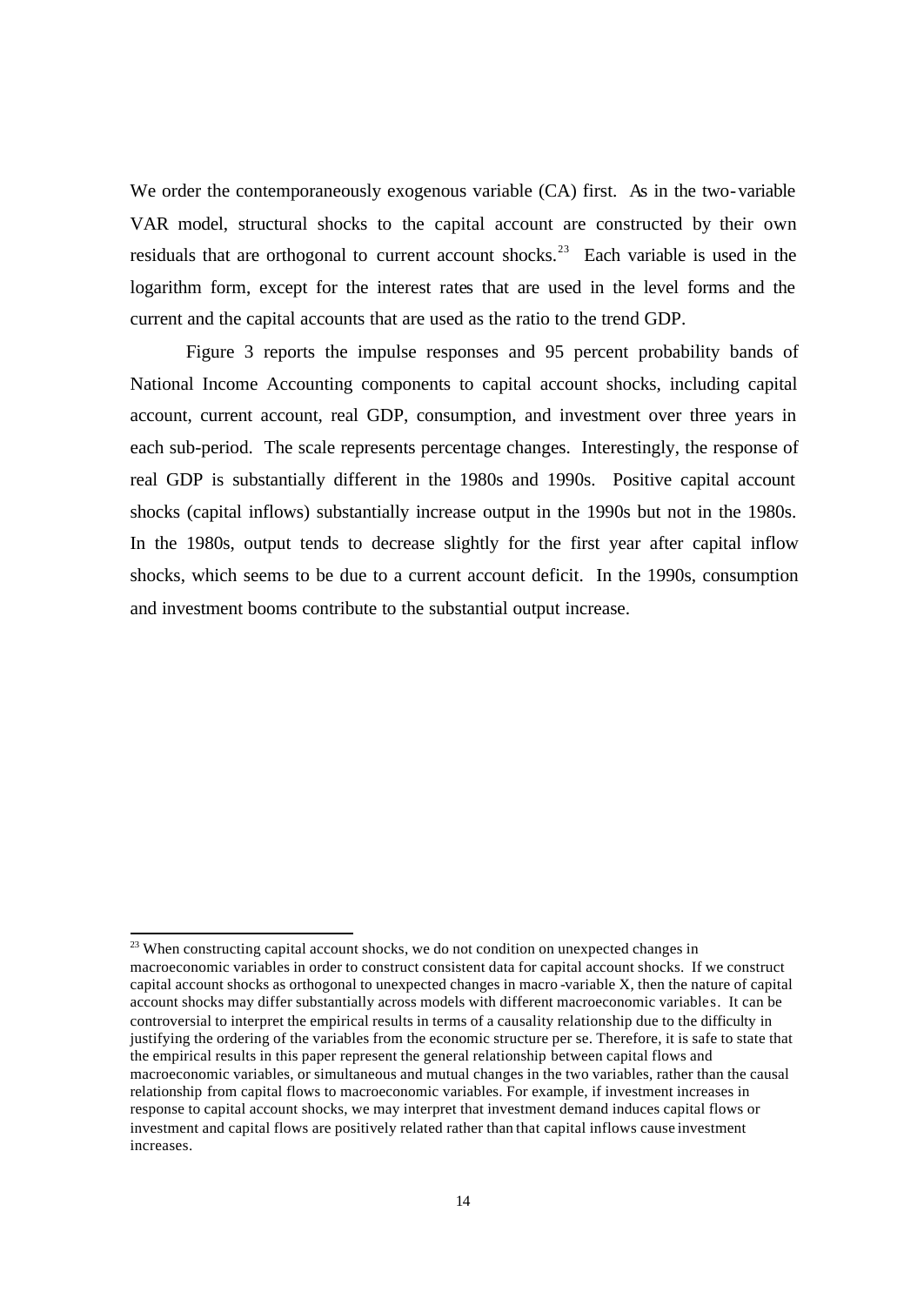We order the contemporaneously exogenous variable (CA) first. As in the two-variable VAR model, structural shocks to the capital account are constructed by their own residuals that are orthogonal to current account shocks.[23] Each variable is used in the logarithm form, except for the interest rates that are used in the level forms and the current and the capital accounts that are used as the ratio to the trend GDP.

Figure 3 reports the impulse responses and 95 percent probability bands of National Income Accounting components to capital account shocks, including capital account, current account, real GDP, consumption, and investment over three years in each sub-period. The scale represents percentage changes. Interestingly, the response of real GDP is substantially different in the 1980s and 1990s. Positive capital account shocks (capital inflows) substantially increase output in the 1990s but not in the 1980s. In the 1980s, output tends to decrease slightly for the first year after capital inflow shocks, which seems to be due to a current account deficit. In the 1990s, consumption and investment booms contribute to the substantial output increase.

---

[23] When constructing capital account shocks, we do not condition on unexpected changes in macroeconomic variables in order to construct consistent data for capital account shocks. If we construct capital account shocks as orthogonal to unexpected changes in macro-variable X, then the nature of capital account shocks may differ substantially across models with different macroeconomic variables. It can be controversial to interpret the empirical results in terms of a causality relationship due to the difficulty in justifying the ordering of the variables from the economic structure per se. Therefore, it is safe to state that the empirical results in this paper represent the general relationship between capital flows and macroeconomic variables, or simultaneous and mutual changes in the two variables, rather than the causal relationship from capital flows to macroeconomic variables. For example, if investment increases in response to capital account shocks, we may interpret that investment demand induces capital flows or investment and capital flows are positively related rather than that capital inflows cause investment increases.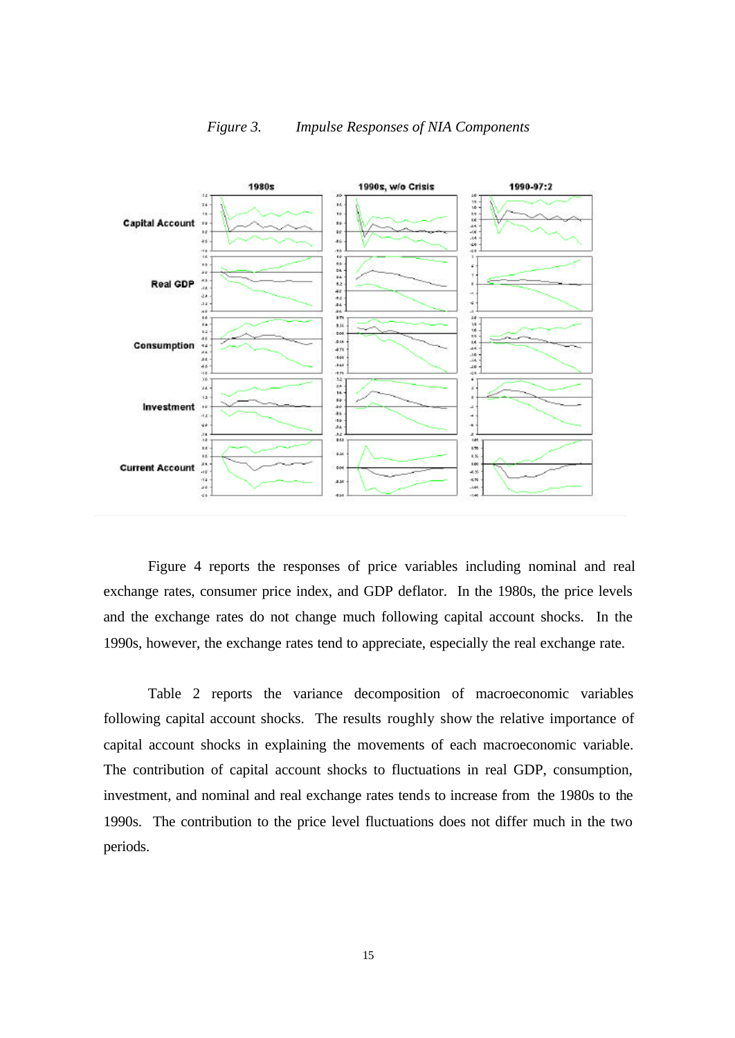*Figure 3. Impulse Responses of NIA Components*

Figure 4 reports the responses of price variables including nominal and real exchange rates, consumer price index, and GDP deflator. In the 1980s, the price levels and the exchange rates do not change much following capital account shocks. In the 1990s, however, the exchange rates tend to appreciate, especially the real exchange rate.

Table 2 reports the variance decomposition of macroeconomic variables following capital account shocks. The results roughly show the relative importance of capital account shocks in explaining the movements of each macroeconomic variable. The contribution of capital account shocks to fluctuations in real GDP, consumption, investment, and nominal and real exchange rates tends to increase from the 1980s to the 1990s. The contribution to the price level fluctuations does not differ much in the two periods.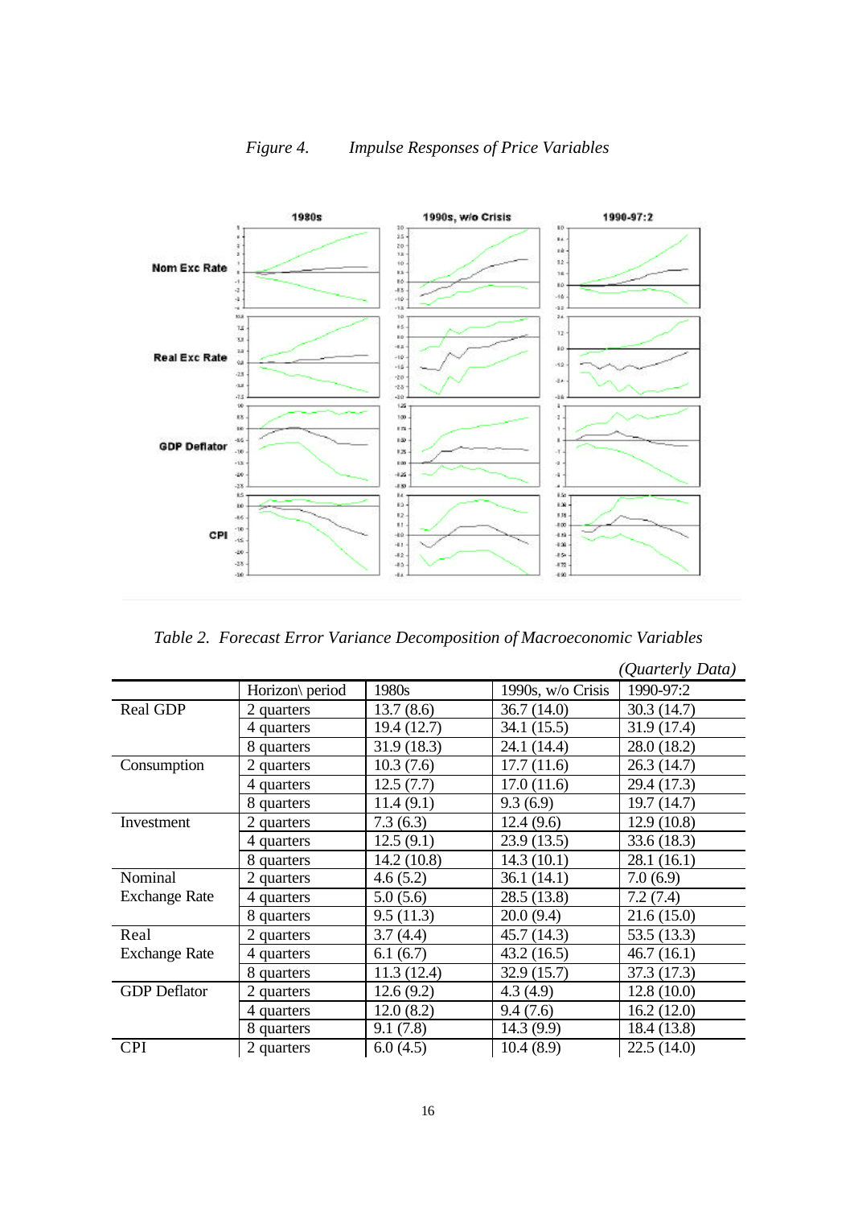*Figure 4. Impulse Responses of Price Variables*

*Table 2. Forecast Error Variance Decomposition of Macroeconomic Variables*

*(Quarterly Data)*

| | Horizon\ period | 1980s | 1990s, w/o Crisis | 1990-97:2 |
|---|---|---|---|---|
| Real GDP | 2 quarters | 13.7 (8.6) | 36.7 (14.0) | 30.3 (14.7) |
| | 4 quarters | 19.4 (12.7) | 34.1 (15.5) | 31.9 (17.4) |
| | 8 quarters | 31.9 (18.3) | 24.1 (14.4) | 28.0 (18.2) |
| Consumption | 2 quarters | 10.3 (7.6) | 17.7 (11.6) | 26.3 (14.7) |
| | 4 quarters | 12.5 (7.7) | 17.0 (11.6) | 29.4 (17.3) |
| | 8 quarters | 11.4 (9.1) | 9.3 (6.9) | 19.7 (14.7) |
| Investment | 2 quarters | 7.3 (6.3) | 12.4 (9.6) | 12.9 (10.8) |
| | 4 quarters | 12.5 (9.1) | 23.9 (13.5) | 33.6 (18.3) |
| | 8 quarters | 14.2 (10.8) | 14.3 (10.1) | 28.1 (16.1) |
| Nominal Exchange Rate | 2 quarters | 4.6 (5.2) | 36.1 (14.1) | 7.0 (6.9) |
| | 4 quarters | 5.0 (5.6) | 28.5 (13.8) | 7.2 (7.4) |
| | 8 quarters | 9.5 (11.3) | 20.0 (9.4) | 21.6 (15.0) |
| Real Exchange Rate | 2 quarters | 3.7 (4.4) | 45.7 (14.3) | 53.5 (13.3) |
| | 4 quarters | 6.1 (6.7) | 43.2 (16.5) | 46.7 (16.1) |
| | 8 quarters | 11.3 (12.4) | 32.9 (15.7) | 37.3 (17.3) |
| GDP Deflator | 2 quarters | 12.6 (9.2) | 4.3 (4.9) | 12.8 (10.0) |
| | 4 quarters | 12.0 (8.2) | 9.4 (7.6) | 16.2 (12.0) |
| | 8 quarters | 9.1 (7.8) | 14.3 (9.9) | 18.4 (13.8) |
| CPI | 2 quarters | 6.0 (4.5) | 10.4 (8.9) | 22.5 (14.0) |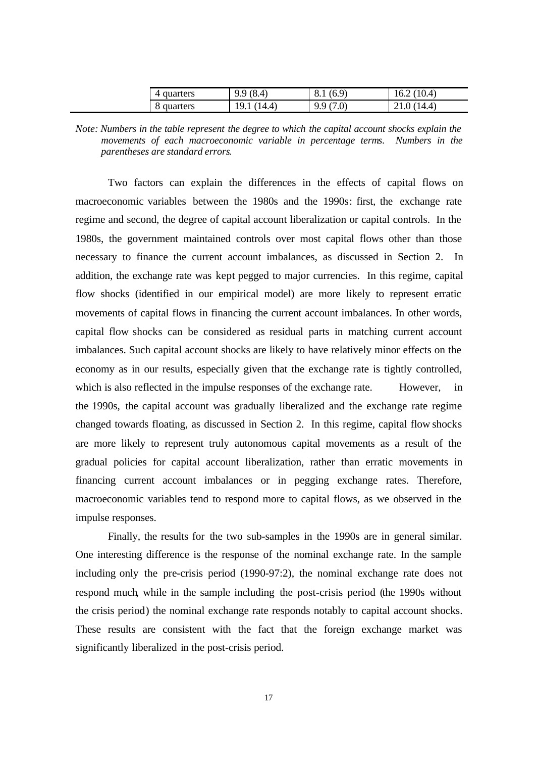| | | | |
|---|---|---|---|
| 4 quarters | 9.9 (8.4) | 8.1 (6.9) | 16.2 (10.4) |
| 8 quarters | 19.1 (14.4) | 9.9 (7.0) | 21.0 (14.4) |

*Note: Numbers in the table represent the degree to which the capital account shocks explain the movements of each macroeconomic variable in percentage terms. Numbers in the parentheses are standard errors.*

Two factors can explain the differences in the effects of capital flows on macroeconomic variables between the 1980s and the 1990s: first, the exchange rate regime and second, the degree of capital account liberalization or capital controls. In the 1980s, the government maintained controls over most capital flows other than those necessary to finance the current account imbalances, as discussed in Section 2. In addition, the exchange rate was kept pegged to major currencies. In this regime, capital flow shocks (identified in our empirical model) are more likely to represent erratic movements of capital flows in financing the current account imbalances. In other words, capital flow shocks can be considered as residual parts in matching current account imbalances. Such capital account shocks are likely to have relatively minor effects on the economy as in our results, especially given that the exchange rate is tightly controlled, which is also reflected in the impulse responses of the exchange rate. However, in the 1990s, the capital account was gradually liberalized and the exchange rate regime changed towards floating, as discussed in Section 2. In this regime, capital flow shocks are more likely to represent truly autonomous capital movements as a result of the gradual policies for capital account liberalization, rather than erratic movements in financing current account imbalances or in pegging exchange rates. Therefore, macroeconomic variables tend to respond more to capital flows, as we observed in the impulse responses.

Finally, the results for the two sub-samples in the 1990s are in general similar. One interesting difference is the response of the nominal exchange rate. In the sample including only the pre-crisis period (1990-97:2), the nominal exchange rate does not respond much, while in the sample including the post-crisis period (the 1990s without the crisis period) the nominal exchange rate responds notably to capital account shocks. These results are consistent with the fact that the foreign exchange market was significantly liberalized in the post-crisis period.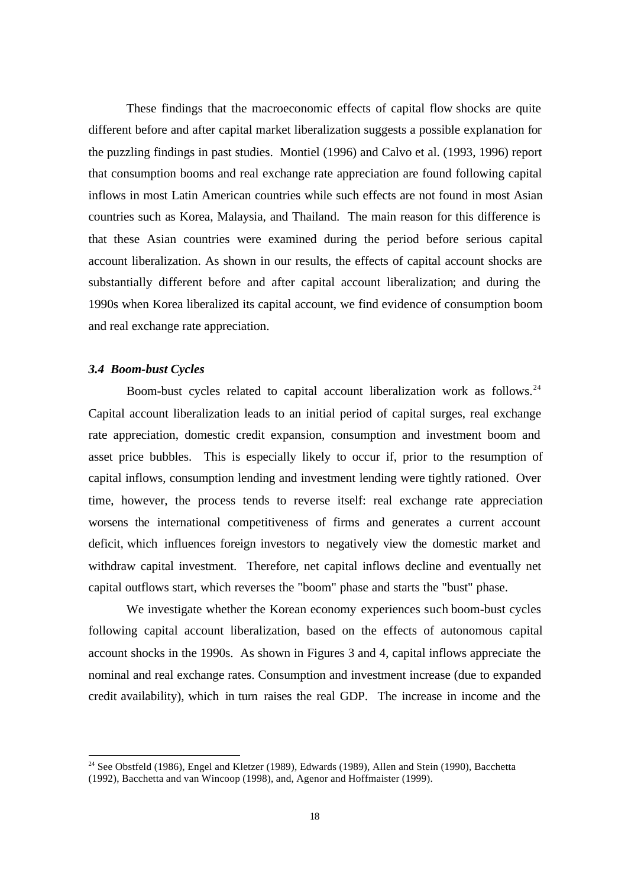These findings that the macroeconomic effects of capital flow shocks are quite different before and after capital market liberalization suggests a possible explanation for the puzzling findings in past studies. Montiel (1996) and Calvo et al. (1993, 1996) report that consumption booms and real exchange rate appreciation are found following capital inflows in most Latin American countries while such effects are not found in most Asian countries such as Korea, Malaysia, and Thailand. The main reason for this difference is that these Asian countries were examined during the period before serious capital account liberalization. As shown in our results, the effects of capital account shocks are substantially different before and after capital account liberalization; and during the 1990s when Korea liberalized its capital account, we find evidence of consumption boom and real exchange rate appreciation.

### *3.4 Boom-bust Cycles*

Boom-bust cycles related to capital account liberalization work as follows.[24] Capital account liberalization leads to an initial period of capital surges, real exchange rate appreciation, domestic credit expansion, consumption and investment boom and asset price bubbles. This is especially likely to occur if, prior to the resumption of capital inflows, consumption lending and investment lending were tightly rationed. Over time, however, the process tends to reverse itself: real exchange rate appreciation worsens the international competitiveness of firms and generates a current account deficit, which influences foreign investors to negatively view the domestic market and withdraw capital investment. Therefore, net capital inflows decline and eventually net capital outflows start, which reverses the "boom" phase and starts the "bust" phase.

We investigate whether the Korean economy experiences such boom-bust cycles following capital account liberalization, based on the effects of autonomous capital account shocks in the 1990s. As shown in Figures 3 and 4, capital inflows appreciate the nominal and real exchange rates. Consumption and investment increase (due to expanded credit availability), which in turn raises the real GDP. The increase in income and the

---

[24] See Obstfeld (1986), Engel and Kletzer (1989), Edwards (1989), Allen and Stein (1990), Bacchetta (1992), Bacchetta and van Wincoop (1998), and, Agenor and Hoffmaister (1999).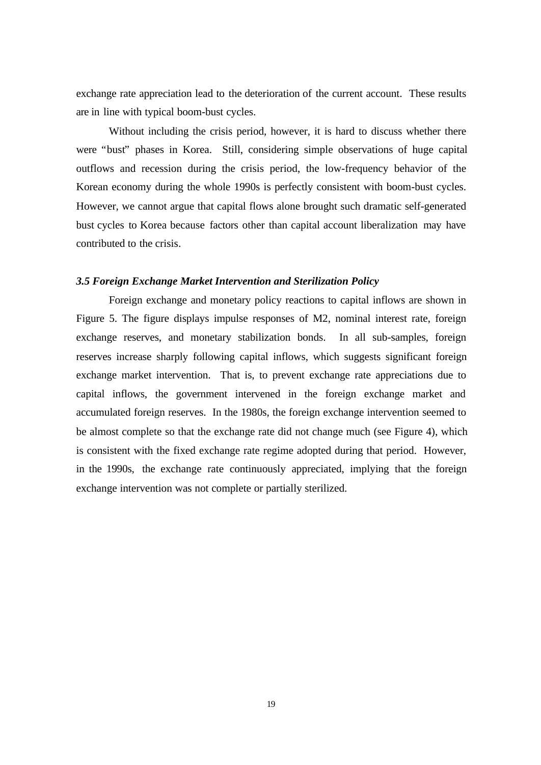exchange rate appreciation lead to the deterioration of the current account. These results are in line with typical boom-bust cycles.

Without including the crisis period, however, it is hard to discuss whether there were "bust" phases in Korea. Still, considering simple observations of huge capital outflows and recession during the crisis period, the low-frequency behavior of the Korean economy during the whole 1990s is perfectly consistent with boom-bust cycles. However, we cannot argue that capital flows alone brought such dramatic self-generated bust cycles to Korea because factors other than capital account liberalization may have contributed to the crisis.

### *3.5 Foreign Exchange Market Intervention and Sterilization Policy*

Foreign exchange and monetary policy reactions to capital inflows are shown in Figure 5. The figure displays impulse responses of M2, nominal interest rate, foreign exchange reserves, and monetary stabilization bonds. In all sub-samples, foreign reserves increase sharply following capital inflows, which suggests significant foreign exchange market intervention. That is, to prevent exchange rate appreciations due to capital inflows, the government intervened in the foreign exchange market and accumulated foreign reserves. In the 1980s, the foreign exchange intervention seemed to be almost complete so that the exchange rate did not change much (see Figure 4), which is consistent with the fixed exchange rate regime adopted during that period. However, in the 1990s, the exchange rate continuously appreciated, implying that the foreign exchange intervention was not complete or partially sterilized.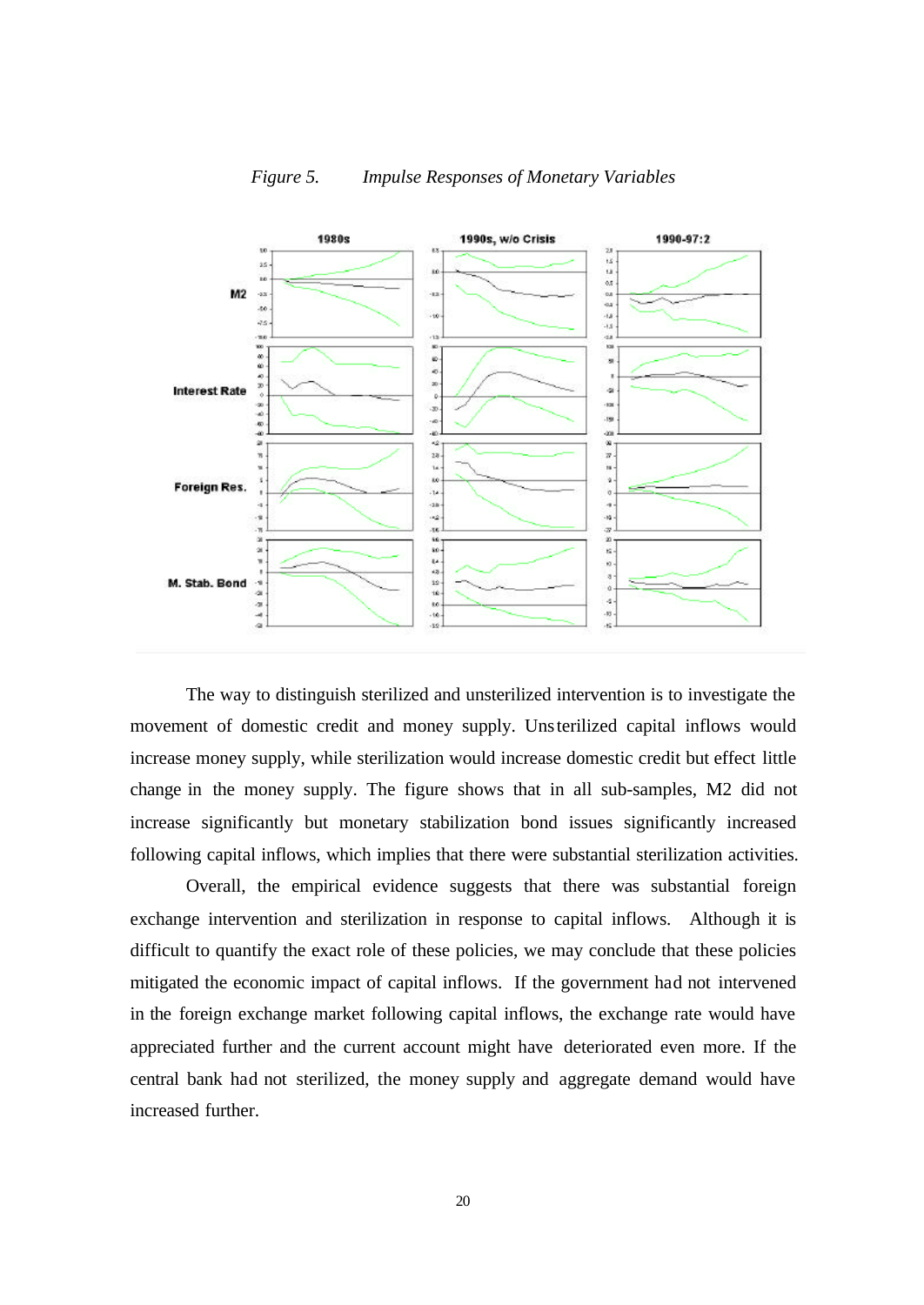*Figure 5. Impulse Responses of Monetary Variables*

The way to distinguish sterilized and unsterilized intervention is to investigate the movement of domestic credit and money supply. Unsterilized capital inflows would increase money supply, while sterilization would increase domestic credit but effect little change in the money supply. The figure shows that in all sub-samples, M2 did not increase significantly but monetary stabilization bond issues significantly increased following capital inflows, which implies that there were substantial sterilization activities.

Overall, the empirical evidence suggests that there was substantial foreign exchange intervention and sterilization in response to capital inflows. Although it is difficult to quantify the exact role of these policies, we may conclude that these policies mitigated the economic impact of capital inflows. If the government had not intervened in the foreign exchange market following capital inflows, the exchange rate would have appreciated further and the current account might have deteriorated even more. If the central bank had not sterilized, the money supply and aggregate demand would have increased further.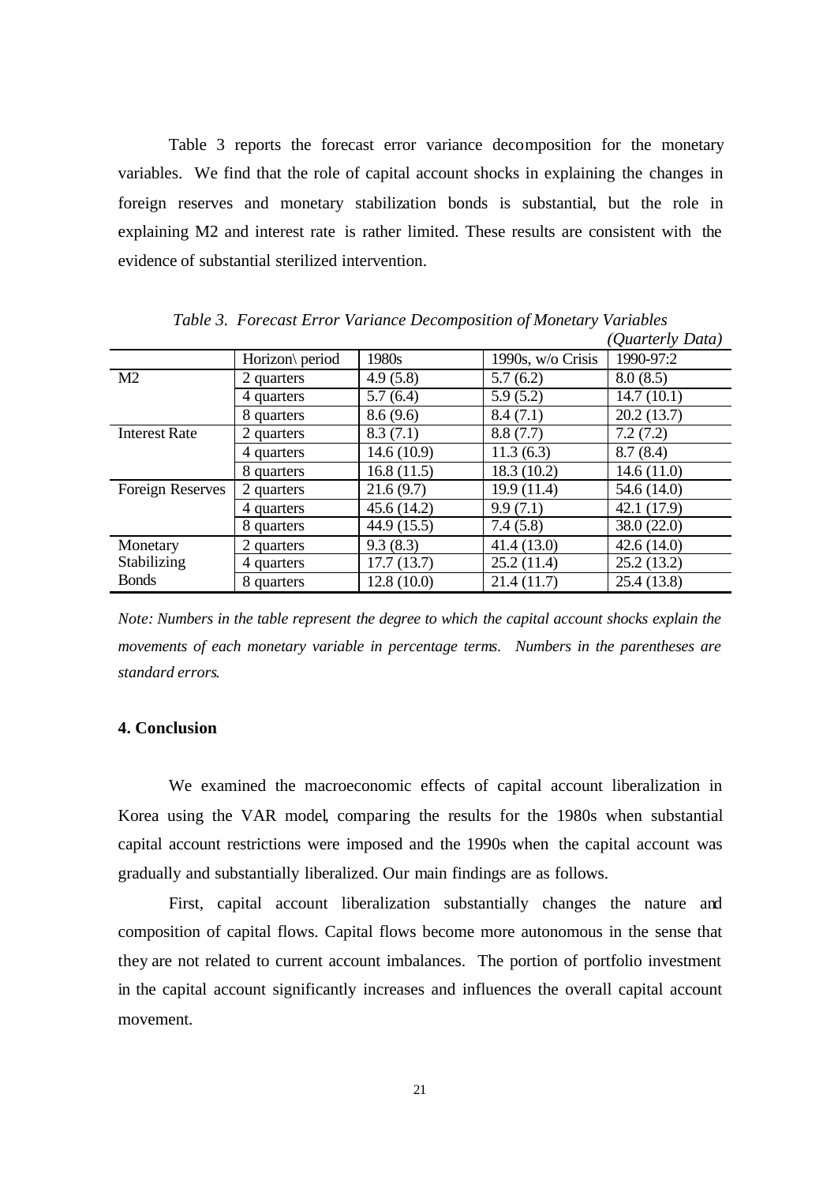Table 3 reports the forecast error variance decomposition for the monetary variables. We find that the role of capital account shocks in explaining the changes in foreign reserves and monetary stabilization bonds is substantial, but the role in explaining M2 and interest rate is rather limited. These results are consistent with the evidence of substantial sterilized intervention.

*Table 3. Forecast Error Variance Decomposition of Monetary Variables*

*(Quarterly Data)*

| | Horizon\ period | 1980s | 1990s, w/o Crisis | 1990-97:2 |
|---|---|---|---|---|
| M2 | 2 quarters | 4.9 (5.8) | 5.7 (6.2) | 8.0 (8.5) |
| | 4 quarters | 5.7 (6.4) | 5.9 (5.2) | 14.7 (10.1) |
| | 8 quarters | 8.6 (9.6) | 8.4 (7.1) | 20.2 (13.7) |
| Interest Rate | 2 quarters | 8.3 (7.1) | 8.8 (7.7) | 7.2 (7.2) |
| | 4 quarters | 14.6 (10.9) | 11.3 (6.3) | 8.7 (8.4) |
| | 8 quarters | 16.8 (11.5) | 18.3 (10.2) | 14.6 (11.0) |
| Foreign Reserves | 2 quarters | 21.6 (9.7) | 19.9 (11.4) | 54.6 (14.0) |
| | 4 quarters | 45.6 (14.2) | 9.9 (7.1) | 42.1 (17.9) |
| | 8 quarters | 44.9 (15.5) | 7.4 (5.8) | 38.0 (22.0) |
| Monetary Stabilizing Bonds | 2 quarters | 9.3 (8.3) | 41.4 (13.0) | 42.6 (14.0) |
| | 4 quarters | 17.7 (13.7) | 25.2 (11.4) | 25.2 (13.2) |
| | 8 quarters | 12.8 (10.0) | 21.4 (11.7) | 25.4 (13.8) |

*Note: Numbers in the table represent the degree to which the capital account shocks explain the movements of each monetary variable in percentage terms. Numbers in the parentheses are standard errors.*

## 4. Conclusion

We examined the macroeconomic effects of capital account liberalization in Korea using the VAR model, comparing the results for the 1980s when substantial capital account restrictions were imposed and the 1990s when the capital account was gradually and substantially liberalized. Our main findings are as follows.

First, capital account liberalization substantially changes the nature and composition of capital flows. Capital flows become more autonomous in the sense that they are not related to current account imbalances. The portion of portfolio investment in the capital account significantly increases and influences the overall capital account movement.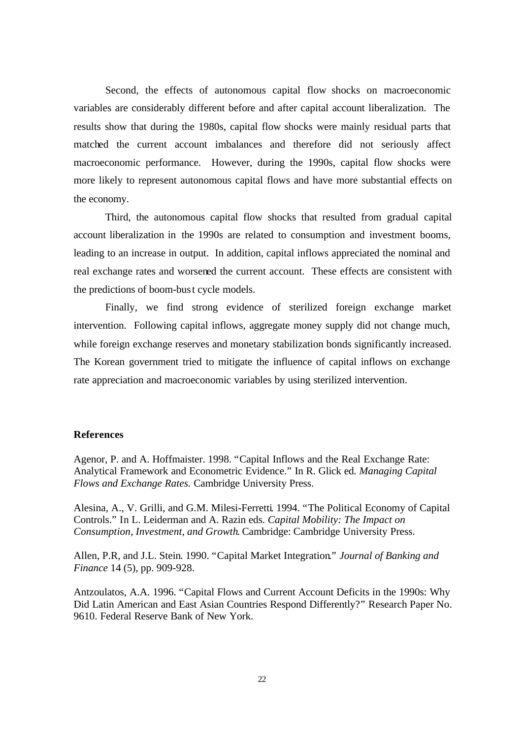Second, the effects of autonomous capital flow shocks on macroeconomic variables are considerably different before and after capital account liberalization. The results show that during the 1980s, capital flow shocks were mainly residual parts that matched the current account imbalances and therefore did not seriously affect macroeconomic performance. However, during the 1990s, capital flow shocks were more likely to represent autonomous capital flows and have more substantial effects on the economy.

Third, the autonomous capital flow shocks that resulted from gradual capital account liberalization in the 1990s are related to consumption and investment booms, leading to an increase in output. In addition, capital inflows appreciated the nominal and real exchange rates and worsened the current account. These effects are consistent with the predictions of boom-bust cycle models.

Finally, we find strong evidence of sterilized foreign exchange market intervention. Following capital inflows, aggregate money supply did not change much, while foreign exchange reserves and monetary stabilization bonds significantly increased. The Korean government tried to mitigate the influence of capital inflows on exchange rate appreciation and macroeconomic variables by using sterilized intervention.

## References

Agenor, P. and A. Hoffmaister. 1998. "Capital Inflows and the Real Exchange Rate: Analytical Framework and Econometric Evidence." In R. Glick ed. *Managing Capital Flows and Exchange Rates.* Cambridge University Press.

Alesina, A., V. Grilli, and G.M. Milesi-Ferretti. 1994. "The Political Economy of Capital Controls." In L. Leiderman and A. Razin eds. *Capital Mobility: The Impact on Consumption, Investment, and Growth*. Cambridge: Cambridge University Press.

Allen, P.R, and J.L. Stein. 1990. "Capital Market Integration." *Journal of Banking and Finance* 14 (5), pp. 909-928.

Antzoulatos, A.A. 1996. "Capital Flows and Current Account Deficits in the 1990s: Why Did Latin American and East Asian Countries Respond Differently?" Research Paper No. 9610. Federal Reserve Bank of New York.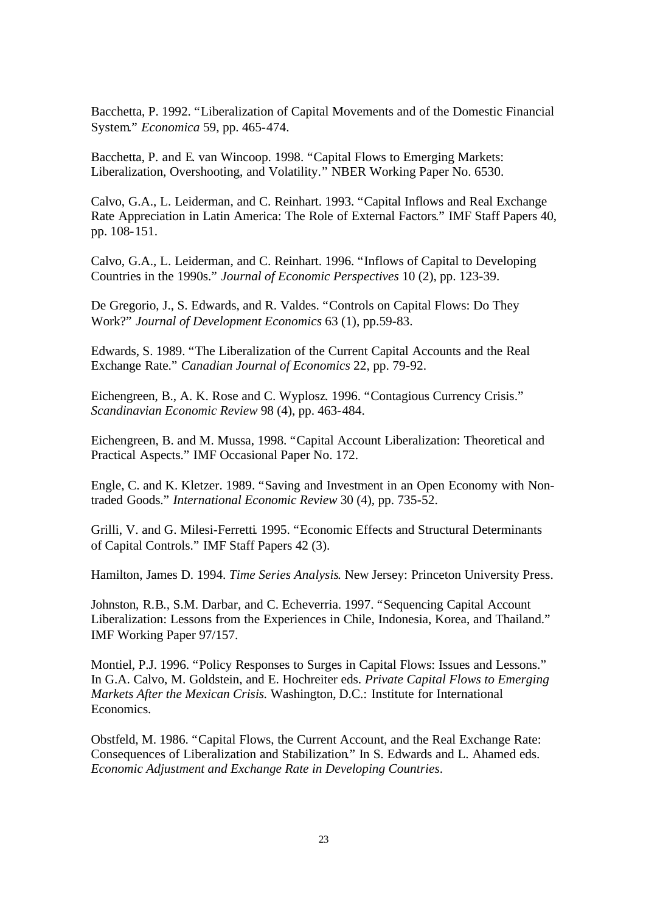Bacchetta, P. 1992. "Liberalization of Capital Movements and of the Domestic Financial System." *Economica* 59, pp. 465-474.

Bacchetta, P. and E. van Wincoop. 1998. "Capital Flows to Emerging Markets: Liberalization, Overshooting, and Volatility." NBER Working Paper No. 6530.

Calvo, G.A., L. Leiderman, and C. Reinhart. 1993. "Capital Inflows and Real Exchange Rate Appreciation in Latin America: The Role of External Factors." IMF Staff Papers 40, pp. 108-151.

Calvo, G.A., L. Leiderman, and C. Reinhart. 1996. "Inflows of Capital to Developing Countries in the 1990s." *Journal of Economic Perspectives* 10 (2), pp. 123-39.

De Gregorio, J., S. Edwards, and R. Valdes. "Controls on Capital Flows: Do They Work?" *Journal of Development Economics* 63 (1), pp.59-83.

Edwards, S. 1989. "The Liberalization of the Current Capital Accounts and the Real Exchange Rate." *Canadian Journal of Economics* 22, pp. 79-92.

Eichengreen, B., A. K. Rose and C. Wyplosz. 1996. "Contagious Currency Crisis." *Scandinavian Economic Review* 98 (4), pp. 463-484.

Eichengreen, B. and M. Mussa, 1998. "Capital Account Liberalization: Theoretical and Practical Aspects." IMF Occasional Paper No. 172.

Engle, C. and K. Kletzer. 1989. "Saving and Investment in an Open Economy with Non-traded Goods." *International Economic Review* 30 (4), pp. 735-52.

Grilli, V. and G. Milesi-Ferretti. 1995. "Economic Effects and Structural Determinants of Capital Controls." IMF Staff Papers 42 (3).

Hamilton, James D. 1994. *Time Series Analysis*. New Jersey: Princeton University Press.

Johnston, R.B., S.M. Darbar, and C. Echeverria. 1997. "Sequencing Capital Account Liberalization: Lessons from the Experiences in Chile, Indonesia, Korea, and Thailand." IMF Working Paper 97/157.

Montiel, P.J. 1996. "Policy Responses to Surges in Capital Flows: Issues and Lessons." In G.A. Calvo, M. Goldstein, and E. Hochreiter eds. *Private Capital Flows to Emerging Markets After the Mexican Crisis.* Washington, D.C.: Institute for International Economics.

Obstfeld, M. 1986. "Capital Flows, the Current Account, and the Real Exchange Rate: Consequences of Liberalization and Stabilization." In S. Edwards and L. Ahamed eds. *Economic Adjustment and Exchange Rate in Developing Countries*.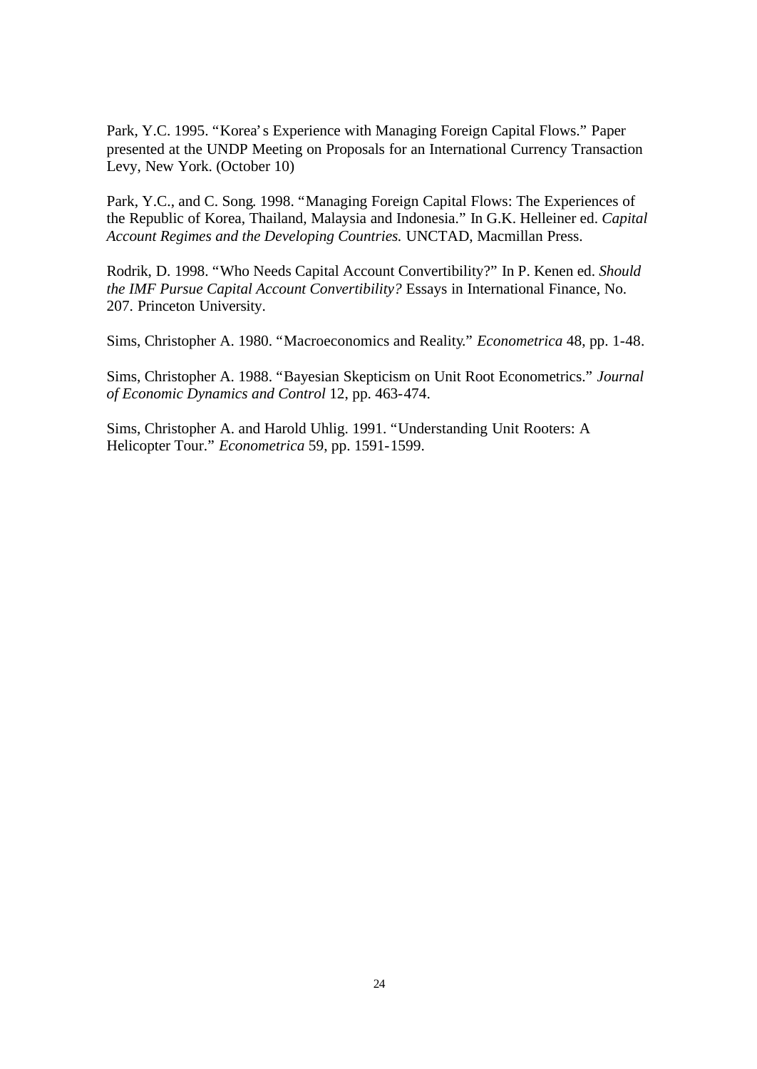Park, Y.C. 1995. "Korea's Experience with Managing Foreign Capital Flows." Paper presented at the UNDP Meeting on Proposals for an International Currency Transaction Levy, New York. (October 10)

Park, Y.C., and C. Song. 1998. "Managing Foreign Capital Flows: The Experiences of the Republic of Korea, Thailand, Malaysia and Indonesia." In G.K. Helleiner ed. *Capital Account Regimes and the Developing Countries.* UNCTAD, Macmillan Press.

Rodrik, D. 1998. "Who Needs Capital Account Convertibility?" In P. Kenen ed. *Should the IMF Pursue Capital Account Convertibility?* Essays in International Finance, No. 207. Princeton University.

Sims, Christopher A. 1980. "Macroeconomics and Reality." *Econometrica* 48, pp. 1-48.

Sims, Christopher A. 1988. "Bayesian Skepticism on Unit Root Econometrics." *Journal of Economic Dynamics and Control* 12, pp. 463-474.

Sims, Christopher A. and Harold Uhlig. 1991. "Understanding Unit Rooters: A Helicopter Tour." *Econometrica* 59, pp. 1591-1599.